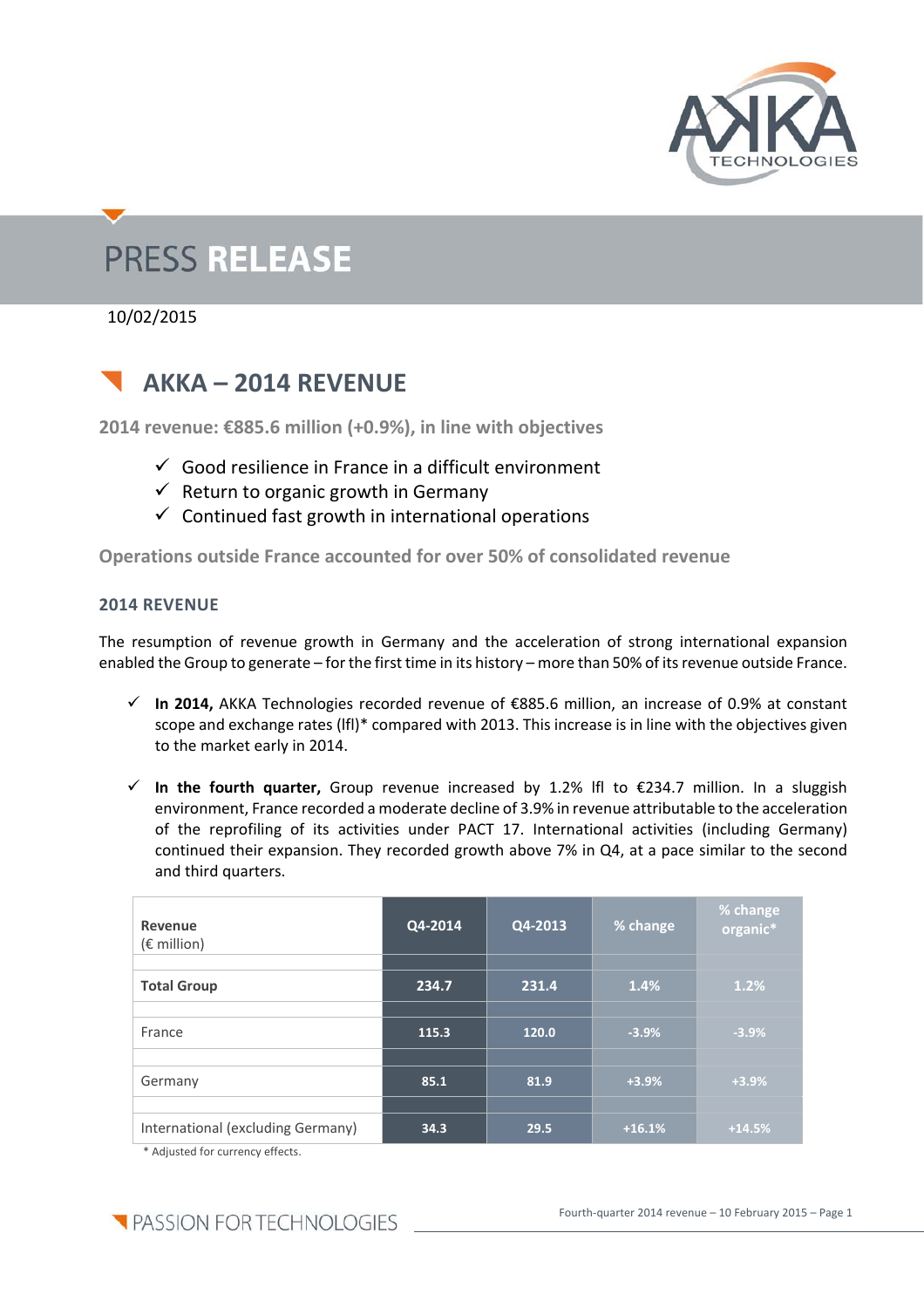# PRESS RELEASE

10/02/2015

## AKKA – 2014 REVENUE

**2014 revenue: €885.6 million (+0.9%), in line with objectives**

- ✓ Good resilience in France in a difficult environment
- ✓ Return to organic growth in Germany
- ✓ Continued fast growth in international operations

**Operations outside France accounted for over 50% of consolidated revenue**

### 2014 REVENUE

The resumption of revenue growth in Germany and the acceleration of strong international expansion enabled the Group to generate – for the first time in its history – more than 50% of its revenue outside France.

- ✓ **In 2014,** AKKA Technologies recorded revenue of €885.6 million, an increase of 0.9% at constant scope and exchange rates (lfl)* compared with 2013. This increase is in line with the objectives given to the market early in 2014.

- ✓ **In the fourth quarter,** Group revenue increased by 1.2% lfl to €234.7 million. In a sluggish environment, France recorded a moderate decline of 3.9% in revenue attributable to the acceleration of the reprofiling of its activities under PACT 17. International activities (including Germany) continued their expansion. They recorded growth above 7% in Q4, at a pace similar to the second and third quarters.

| Revenue (€ million) | Q4-2014 | Q4-2013 | % change | % change organic* |
|---|---|---|---|---|
| **Total Group** | **234.7** | **231.4** | **1.4%** | **1.2%** |
| France | 115.3 | 120.0 | -3.9% | -3.9% |
| Germany | 85.1 | 81.9 | +3.9% | +3.9% |
| International (excluding Germany) | 34.3 | 29.5 | +16.1% | +14.5% |

\* Adjusted for currency effects.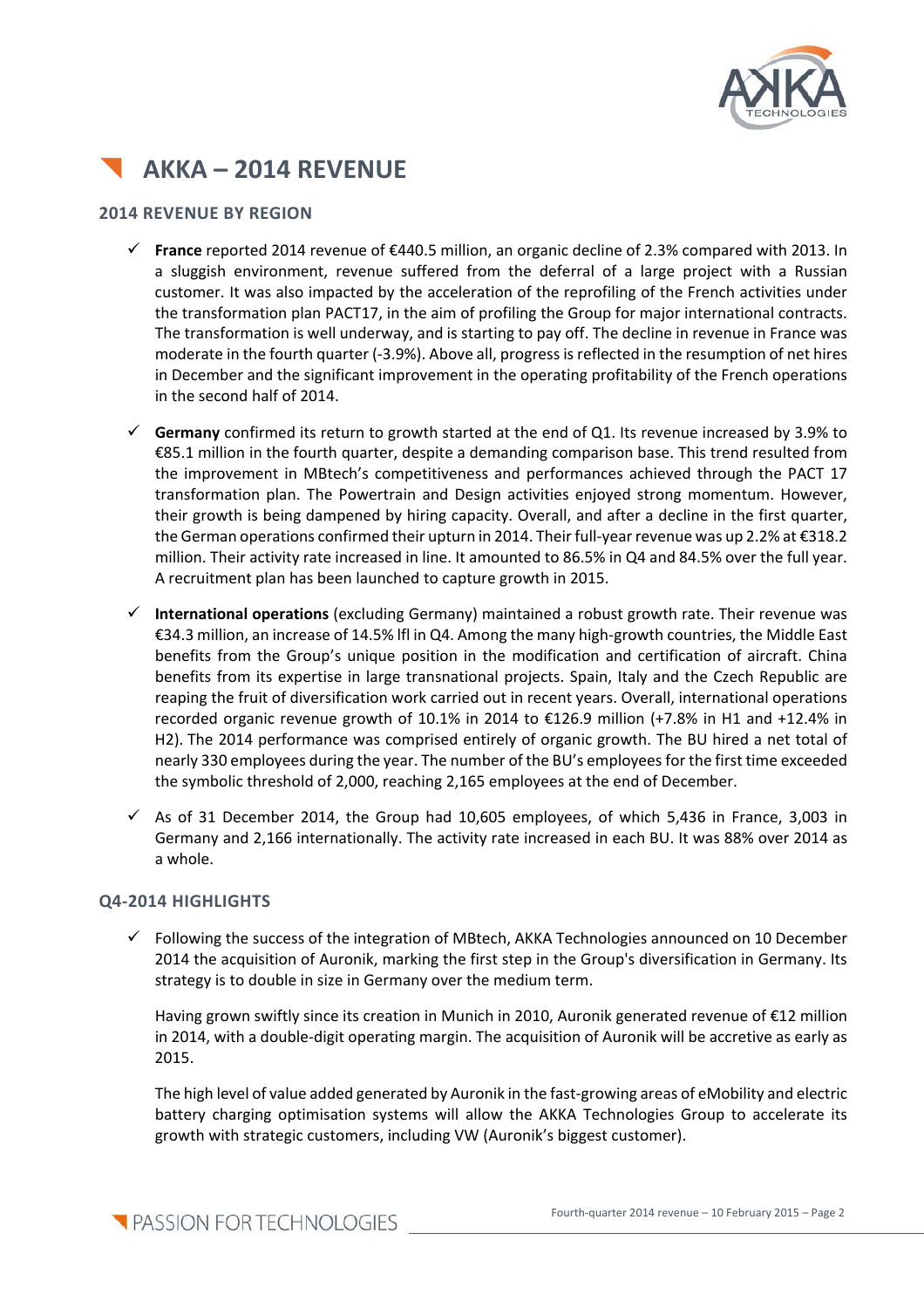# AKKA – 2014 REVENUE

## 2014 REVENUE BY REGION

- **France** reported 2014 revenue of €440.5 million, an organic decline of 2.3% compared with 2013. In a sluggish environment, revenue suffered from the deferral of a large project with a Russian customer. It was also impacted by the acceleration of the reprofiling of the French activities under the transformation plan PACT17, in the aim of profiling the Group for major international contracts. The transformation is well underway, and is starting to pay off. The decline in revenue in France was moderate in the fourth quarter (-3.9%). Above all, progress is reflected in the resumption of net hires in December and the significant improvement in the operating profitability of the French operations in the second half of 2014.

- **Germany** confirmed its return to growth started at the end of Q1. Its revenue increased by 3.9% to €85.1 million in the fourth quarter, despite a demanding comparison base. This trend resulted from the improvement in MBtech's competitiveness and performances achieved through the PACT 17 transformation plan. The Powertrain and Design activities enjoyed strong momentum. However, their growth is being dampened by hiring capacity. Overall, and after a decline in the first quarter, the German operations confirmed their upturn in 2014. Their full-year revenue was up 2.2% at €318.2 million. Their activity rate increased in line. It amounted to 86.5% in Q4 and 84.5% over the full year. A recruitment plan has been launched to capture growth in 2015.

- **International operations** (excluding Germany) maintained a robust growth rate. Their revenue was €34.3 million, an increase of 14.5% lfl in Q4. Among the many high-growth countries, the Middle East benefits from the Group's unique position in the modification and certification of aircraft. China benefits from its expertise in large transnational projects. Spain, Italy and the Czech Republic are reaping the fruit of diversification work carried out in recent years. Overall, international operations recorded organic revenue growth of 10.1% in 2014 to €126.9 million (+7.8% in H1 and +12.4% in H2). The 2014 performance was comprised entirely of organic growth. The BU hired a net total of nearly 330 employees during the year. The number of the BU's employees for the first time exceeded the symbolic threshold of 2,000, reaching 2,165 employees at the end of December.

- As of 31 December 2014, the Group had 10,605 employees, of which 5,436 in France, 3,003 in Germany and 2,166 internationally. The activity rate increased in each BU. It was 88% over 2014 as a whole.

## Q4-2014 HIGHLIGHTS

- Following the success of the integration of MBtech, AKKA Technologies announced on 10 December 2014 the acquisition of Auronik, marking the first step in the Group's diversification in Germany. Its strategy is to double in size in Germany over the medium term.

  Having grown swiftly since its creation in Munich in 2010, Auronik generated revenue of €12 million in 2014, with a double-digit operating margin. The acquisition of Auronik will be accretive as early as 2015.

  The high level of value added generated by Auronik in the fast-growing areas of eMobility and electric battery charging optimisation systems will allow the AKKA Technologies Group to accelerate its growth with strategic customers, including VW (Auronik's biggest customer).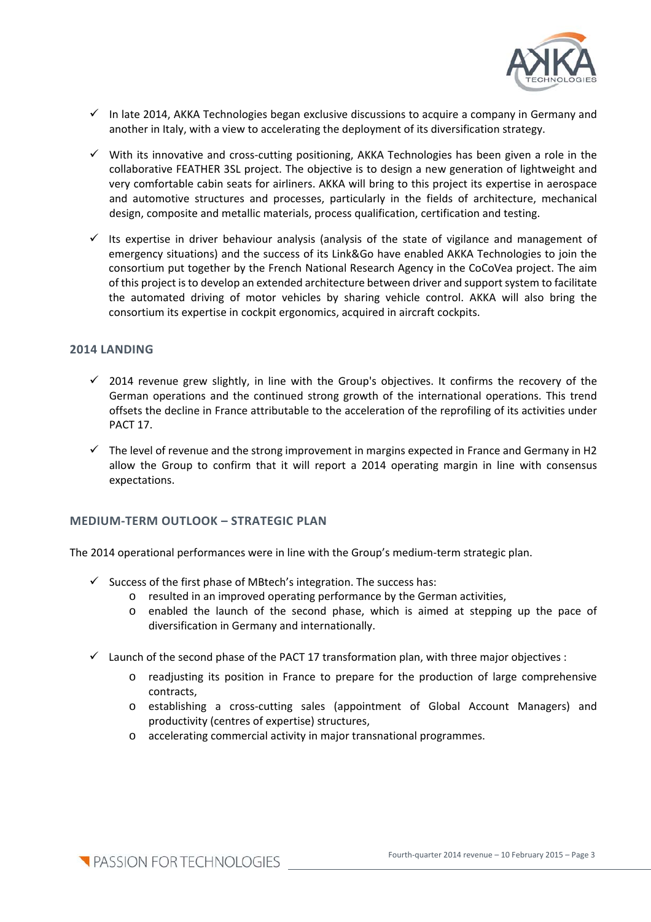- ✓ In late 2014, AKKA Technologies began exclusive discussions to acquire a company in Germany and another in Italy, with a view to accelerating the deployment of its diversification strategy.
- ✓ With its innovative and cross-cutting positioning, AKKA Technologies has been given a role in the collaborative FEATHER 3SL project. The objective is to design a new generation of lightweight and very comfortable cabin seats for airliners. AKKA will bring to this project its expertise in aerospace and automotive structures and processes, particularly in the fields of architecture, mechanical design, composite and metallic materials, process qualification, certification and testing.
- ✓ Its expertise in driver behaviour analysis (analysis of the state of vigilance and management of emergency situations) and the success of its Link&Go have enabled AKKA Technologies to join the consortium put together by the French National Research Agency in the CoCoVea project. The aim of this project is to develop an extended architecture between driver and support system to facilitate the automated driving of motor vehicles by sharing vehicle control. AKKA will also bring the consortium its expertise in cockpit ergonomics, acquired in aircraft cockpits.

## 2014 LANDING

- ✓ 2014 revenue grew slightly, in line with the Group's objectives. It confirms the recovery of the German operations and the continued strong growth of the international operations. This trend offsets the decline in France attributable to the acceleration of the reprofiling of its activities under PACT 17.
- ✓ The level of revenue and the strong improvement in margins expected in France and Germany in H2 allow the Group to confirm that it will report a 2014 operating margin in line with consensus expectations.

## MEDIUM-TERM OUTLOOK – STRATEGIC PLAN

The 2014 operational performances were in line with the Group's medium-term strategic plan.

- ✓ Success of the first phase of MBtech's integration. The success has:
  - resulted in an improved operating performance by the German activities,
  - enabled the launch of the second phase, which is aimed at stepping up the pace of diversification in Germany and internationally.
- ✓ Launch of the second phase of the PACT 17 transformation plan, with three major objectives :
  - readjusting its position in France to prepare for the production of large comprehensive contracts,
  - establishing a cross-cutting sales (appointment of Global Account Managers) and productivity (centres of expertise) structures,
  - accelerating commercial activity in major transnational programmes.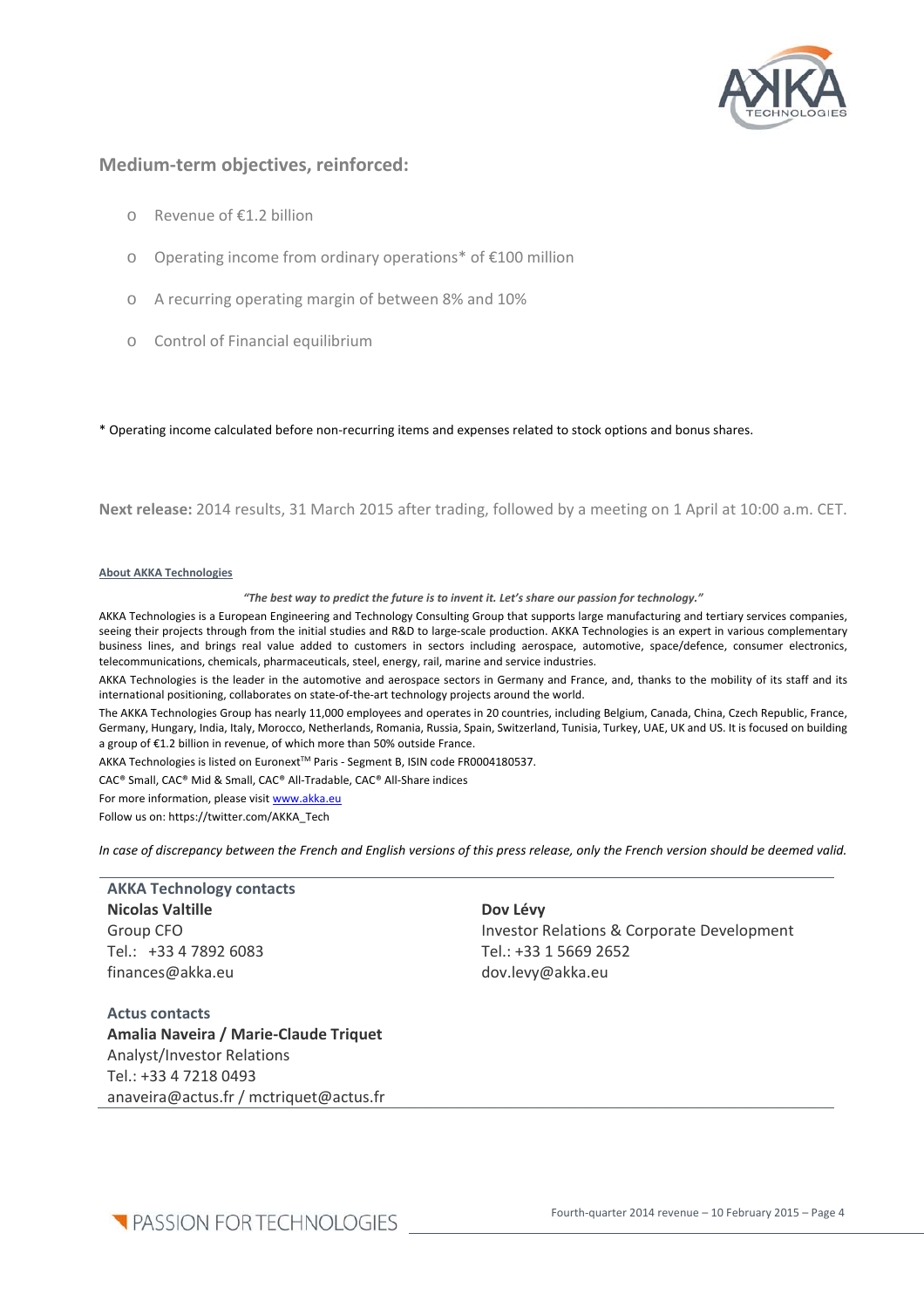## Medium-term objectives, reinforced:

- Revenue of €1.2 billion
- Operating income from ordinary operations* of €100 million
- A recurring operating margin of between 8% and 10%
- Control of Financial equilibrium

* Operating income calculated before non-recurring items and expenses related to stock options and bonus shares.

**Next release:** 2014 results, 31 March 2015 after trading, followed by a meeting on 1 April at 10:00 a.m. CET.

**About AKKA Technologies**

***"The best way to predict the future is to invent it. Let's share our passion for technology."***

AKKA Technologies is a European Engineering and Technology Consulting Group that supports large manufacturing and tertiary services companies, seeing their projects through from the initial studies and R&D to large-scale production. AKKA Technologies is an expert in various complementary business lines, and brings real value added to customers in sectors including aerospace, automotive, space/defence, consumer electronics, telecommunications, chemicals, pharmaceuticals, steel, energy, rail, marine and service industries.

AKKA Technologies is the leader in the automotive and aerospace sectors in Germany and France, and, thanks to the mobility of its staff and its international positioning, collaborates on state-of-the-art technology projects around the world.

The AKKA Technologies Group has nearly 11,000 employees and operates in 20 countries, including Belgium, Canada, China, Czech Republic, France, Germany, Hungary, India, Italy, Morocco, Netherlands, Romania, Russia, Spain, Switzerland, Tunisia, Turkey, UAE, UK and US. It is focused on building a group of €1.2 billion in revenue, of which more than 50% outside France.

AKKA Technologies is listed on Euronext™ Paris - Segment B, ISIN code FR0004180537.

CAC® Small, CAC® Mid & Small, CAC® All-Tradable, CAC® All-Share indices

For more information, please visit www.akka.eu

Follow us on: https://twitter.com/AKKA_Tech

*In case of discrepancy between the French and English versions of this press release, only the French version should be deemed valid.*

**AKKA Technology contacts**

**Nicolas Valtille**
Group CFO
Tel.: +33 4 7892 6083
finances@akka.eu

**Dov Lévy**
Investor Relations & Corporate Development
Tel.: +33 1 5669 2652
dov.levy@akka.eu

**Actus contacts**

**Amalia Naveira / Marie-Claude Triquet**
Analyst/Investor Relations
Tel.: +33 4 7218 0493
anaveira@actus.fr / mctriquet@actus.fr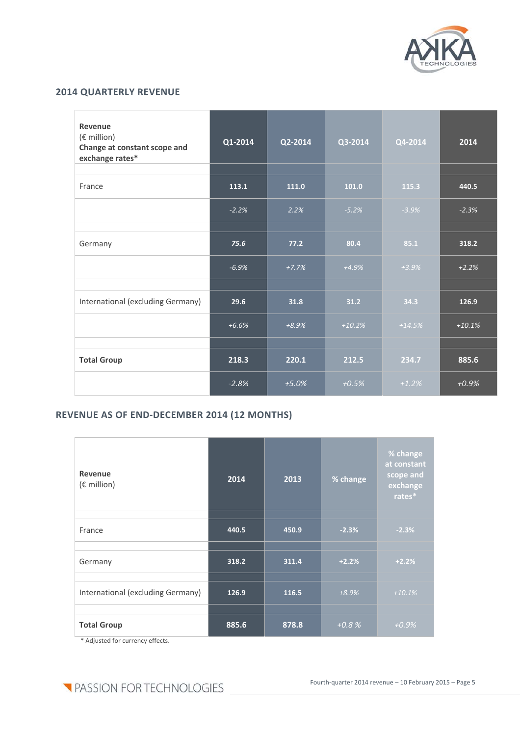## 2014 QUARTERLY REVENUE

| **Revenue** (€ million) **Change at constant scope and exchange rates*** | Q1-2014 | Q2-2014 | Q3-2014 | Q4-2014 | 2014 |
|---|---|---|---|---|---|
| France | 113.1 | 111.0 | 101.0 | 115.3 | 440.5 |
| | *-2.2%* | *2.2%* | *-5.2%* | *-3.9%* | *-2.3%* |
| Germany | *75.6* | 77.2 | 80.4 | 85.1 | 318.2 |
| | *-6.9%* | *+7.7%* | *+4.9%* | *+3.9%* | *+2.2%* |
| International (excluding Germany) | 29.6 | 31.8 | 31.2 | 34.3 | 126.9 |
| | *+6.6%* | *+8.9%* | *+10.2%* | *+14.5%* | *+10.1%* |
| **Total Group** | **218.3** | **220.1** | **212.5** | **234.7** | **885.6** |
| | *-2.8%* | *+5.0%* | *+0.5%* | *+1.2%* | *+0.9%* |

## REVENUE AS OF END-DECEMBER 2014 (12 MONTHS)

| **Revenue** (€ million) | 2014 | 2013 | % change | % change at constant scope and exchange rates* |
|---|---|---|---|---|
| France | 440.5 | 450.9 | -2.3% | -2.3% |
| Germany | 318.2 | 311.4 | +2.2% | +2.2% |
| International (excluding Germany) | 126.9 | 116.5 | *+8.9%* | *+10.1%* |
| **Total Group** | **885.6** | **878.8** | *+0.8 %* | *+0.9%* |

\* Adjusted for currency effects.